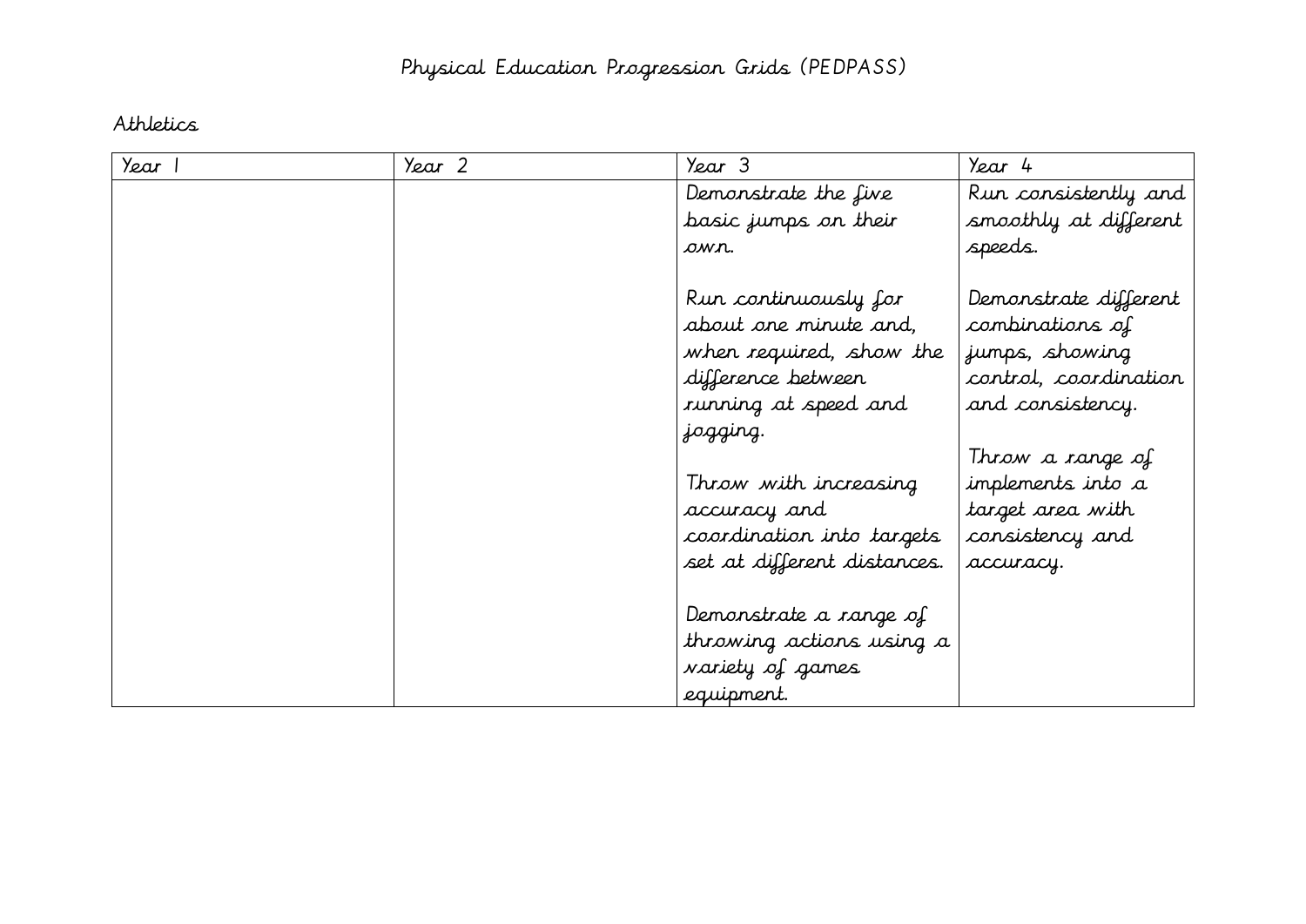# Physical Education Progression Grids (PEDPASS)

## Athletics

| Year 1 | Year 2 | Year 3 | Year 4 |
|---|---|---|---|
| | | Demonstrate the five basic jumps on their own.<br><br>Run continuously for about one minute and, when required, show the difference between running at speed and jogging.<br><br>Throw with increasing accuracy and coordination into targets set at different distances.<br><br>Demonstrate a range of throwing actions using a variety of games equipment. | Run consistently and smoothly at different speeds.<br><br>Demonstrate different combinations of jumps, showing control, coordination and consistency.<br><br>Throw a range of implements into a target area with consistency and accuracy. |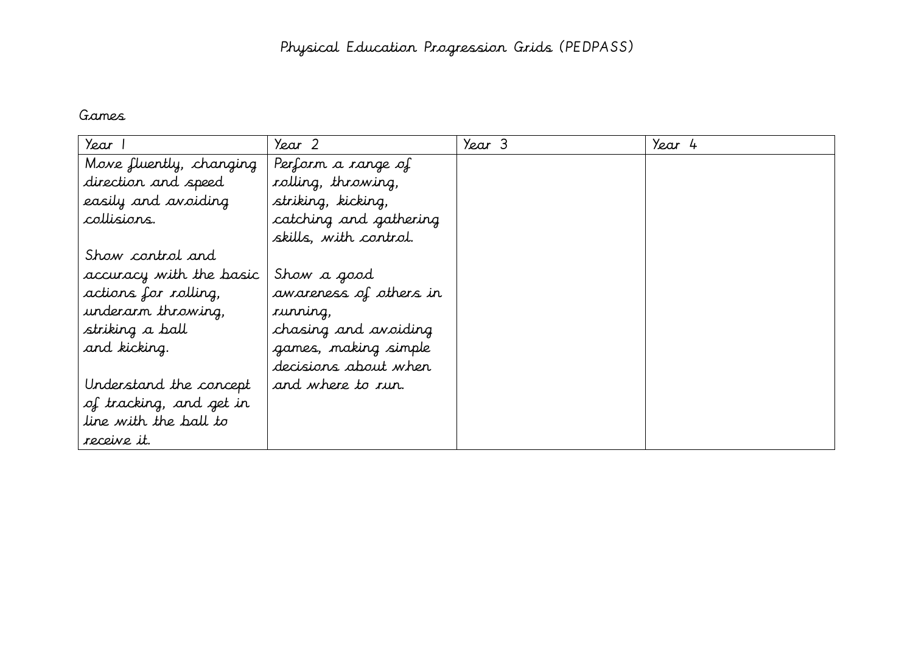# Physical Education Progression Grids (PEDPASS)

## Games

| Year 1 | Year 2 | Year 3 | Year 4 |
|---|---|---|---|
| Move fluently, changing direction and speed easily and avoiding collisions.<br><br>Show control and accuracy with the basic actions for rolling, underarm throwing, striking a ball and kicking.<br><br>Understand the concept of tracking, and get in line with the ball to receive it. | Perform a range of rolling, throwing, striking, kicking, catching and gathering skills, with control.<br><br>Show a good awareness of others in running, chasing and avoiding games, making simple decisions about when and where to run. | | |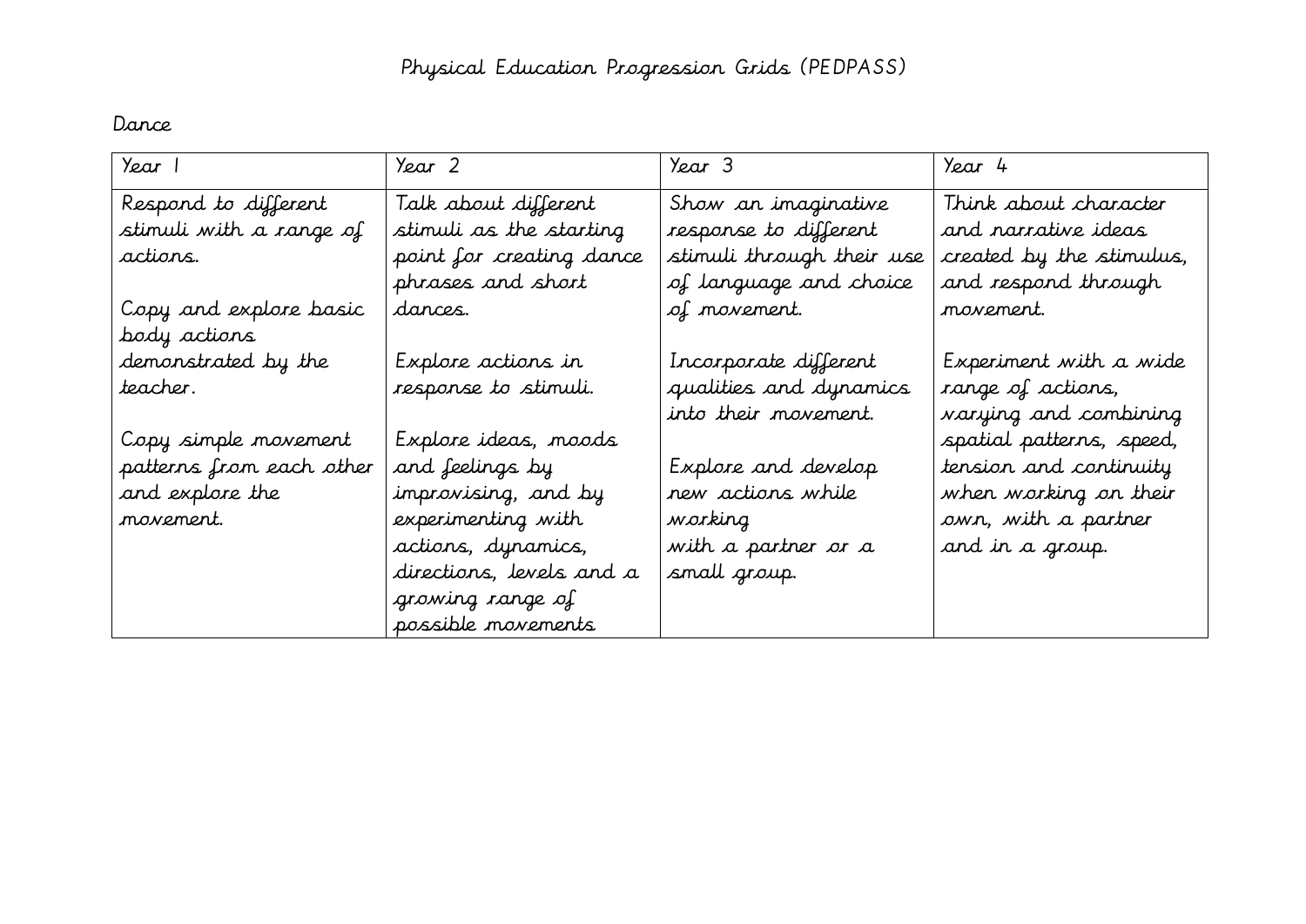# Physical Education Progression Grids (PEDPASS)

## Dance

| Year 1 | Year 2 | Year 3 | Year 4 |
| --- | --- | --- | --- |
| Respond to different stimuli with a range of actions.<br><br>Copy and explore basic body actions demonstrated by the teacher.<br><br>Copy simple movement patterns from each other and explore the movement. | Talk about different stimuli as the starting point for creating dance phrases and short dances.<br><br>Explore actions in response to stimuli.<br><br>Explore ideas, moods and feelings by improvising, and by experimenting with actions, dynamics, directions, levels and a growing range of possible movements | Show an imaginative response to different stimuli through their use of language and choice of movement.<br><br>Incorporate different qualities and dynamics into their movement.<br><br>Explore and develop new actions while working with a partner or a small group. | Think about character and narrative ideas created by the stimulus, and respond through movement.<br><br>Experiment with a wide range of actions, varying and combining spatial patterns, speed, tension and continuity when working on their own, with a partner and in a group. |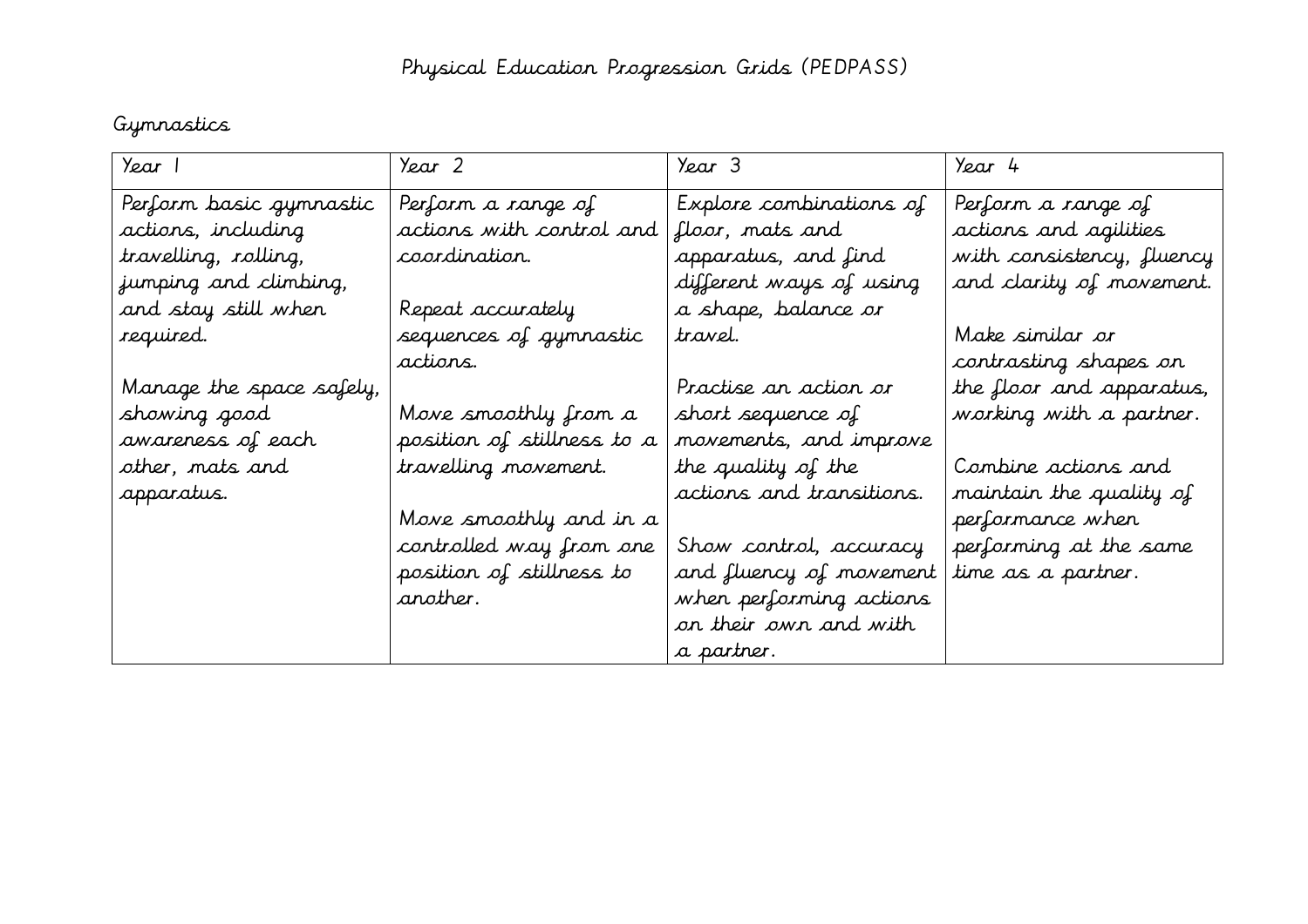# Physical Education Progression Grids (PEDPASS)

## Gymnastics

| Year 1 | Year 2 | Year 3 | Year 4 |
|---|---|---|---|
| Perform basic gymnastic actions, including travelling, rolling, jumping and climbing, and stay still when required.<br><br>Manage the space safely, showing good awareness of each other, mats and apparatus. | Perform a range of actions with control and coordination.<br><br>Repeat accurately sequences of gymnastic actions.<br><br>Move smoothly from a position of stillness to a travelling movement.<br><br>Move smoothly and in a controlled way from one position of stillness to another. | Explore combinations of floor, mats and apparatus, and find different ways of using a shape, balance or travel.<br><br>Practise an action or short sequence of movements, and improve the quality of the actions and transitions.<br><br>Show control, accuracy and fluency of movement when performing actions on their own and with a partner. | Perform a range of actions and agilities with consistency, fluency and clarity of movement.<br><br>Make similar or contrasting shapes on the floor and apparatus, working with a partner.<br><br>Combine actions and maintain the quality of performance when performing at the same time as a partner. |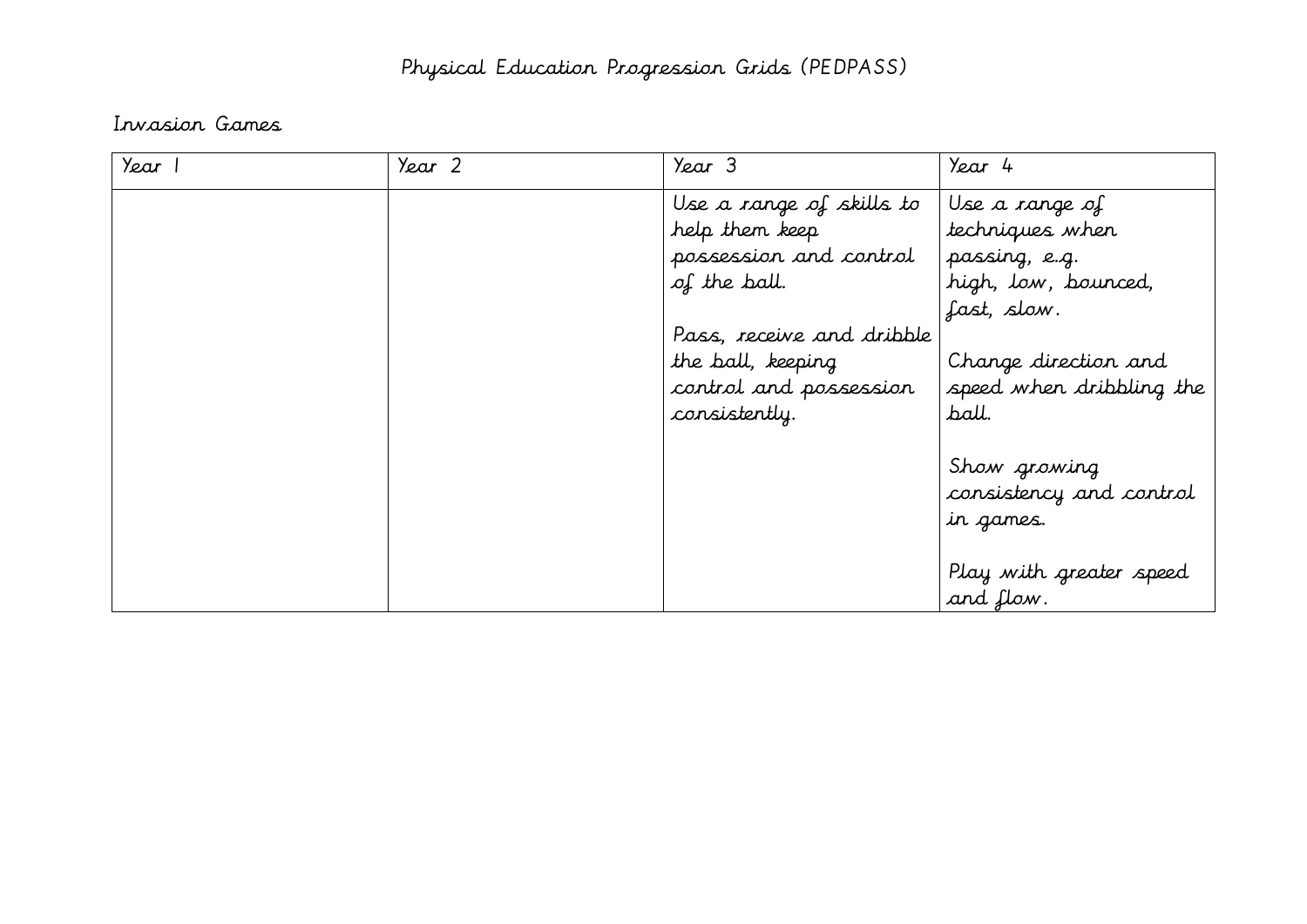# Physical Education Progression Grids (PEDPASS)

## Invasion Games

| Year 1 | Year 2 | Year 3 | Year 4 |
| --- | --- | --- | --- |
| | | Use a range of skills to help them keep possession and control of the ball.<br><br>Pass, receive and dribble the ball, keeping control and possession consistently. | Use a range of techniques when passing, e.g. high, low, bounced, fast, slow.<br><br>Change direction and speed when dribbling the ball.<br><br>Show growing consistency and control in games.<br><br>Play with greater speed and flow. |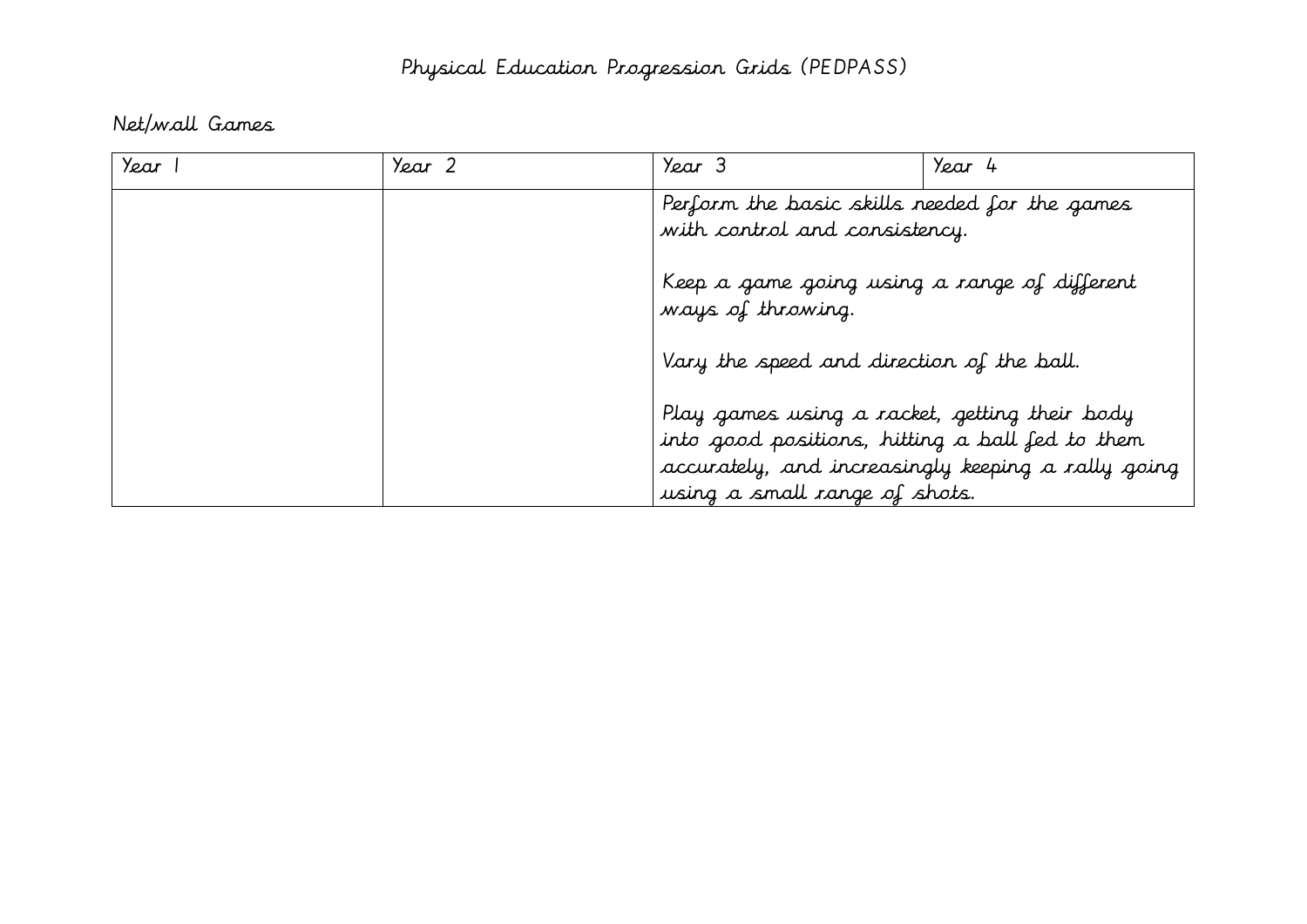# Physical Education Progression Grids (PEDPASS)

## Net/wall Games

| Year 1 | Year 2 | Year 3 | Year 4 |
|---|---|---|---|
| | | Perform the basic skills needed for the games with control and consistency.<br><br>Keep a game going using a range of different ways of throwing.<br><br>Vary the speed and direction of the ball.<br><br>Play games using a racket, getting their body into good positions, hitting a ball fed to them accurately, and increasingly keeping a rally going using a small range of shots. | |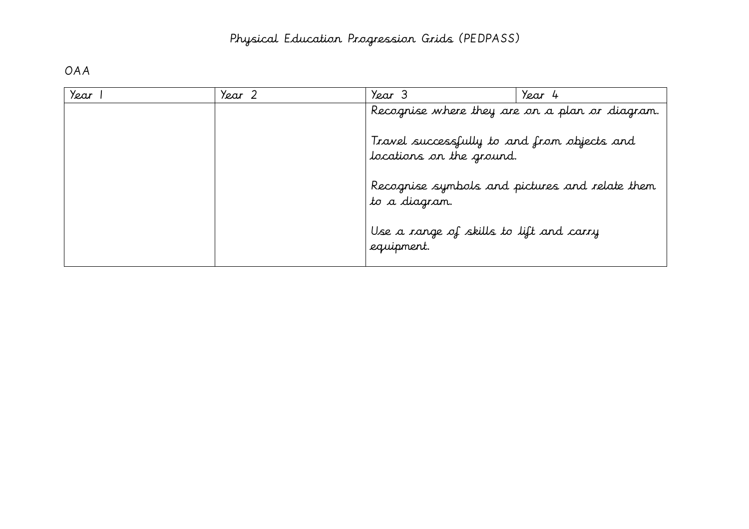# Physical Education Progression Grids (PEDPASS)

OAA

| Year 1 | Year 2 | Year 3 | Year 4 |
|---|---|---|---|
| | | Recognise where they are on a plan or diagram.<br><br>Travel successfully to and from objects and locations on the ground.<br><br>Recognise symbols and pictures and relate them to a diagram.<br><br>Use a range of skills to lift and carry equipment. | |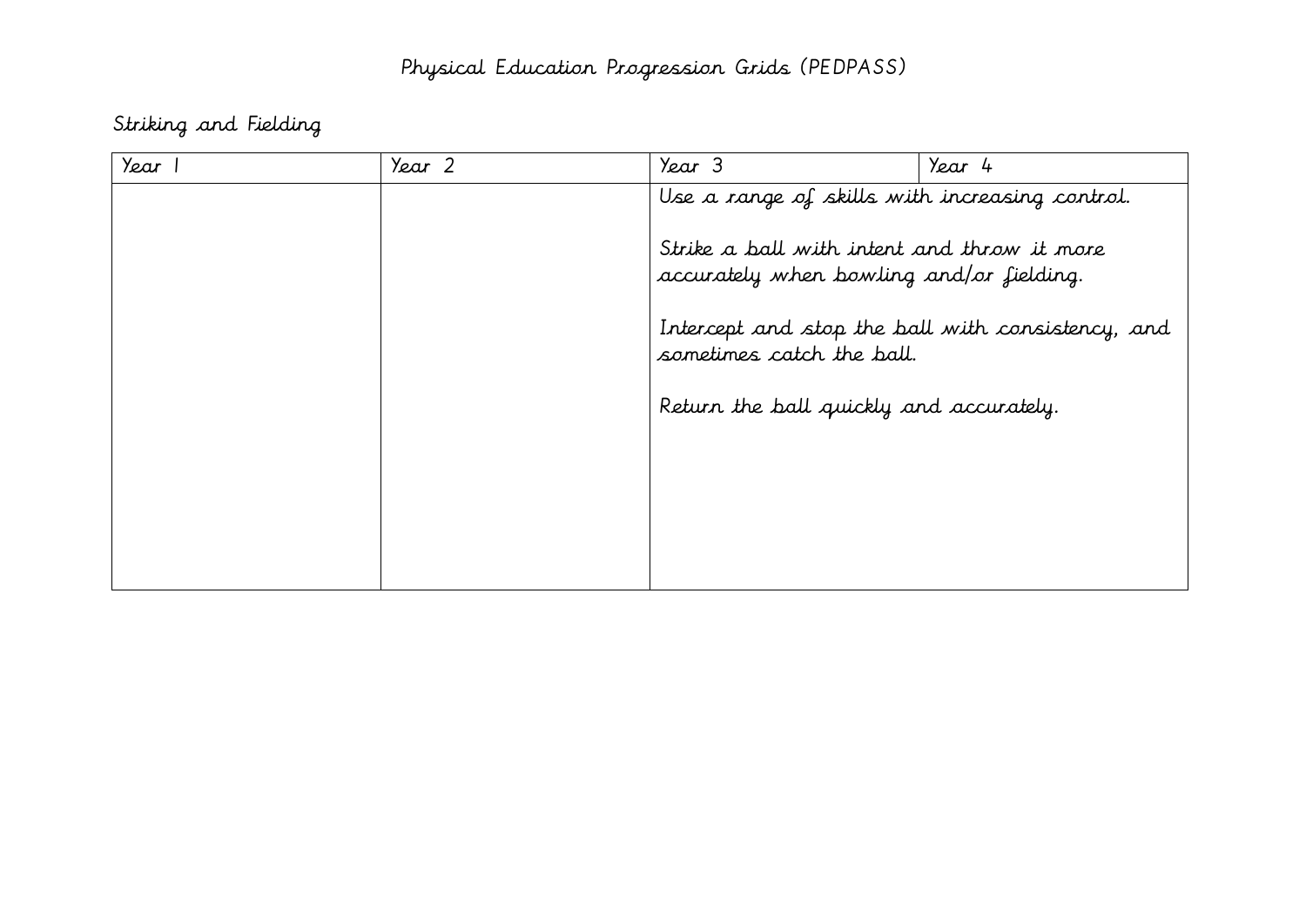# Physical Education Progression Grids (PEDPASS)

## Striking and Fielding

| Year 1 | Year 2 | Year 3 | Year 4 |
|---|---|---|---|
| | | Use a range of skills with increasing control.<br><br>Strike a ball with intent and throw it more accurately when bowling and/or fielding.<br><br>Intercept and stop the ball with consistency, and sometimes catch the ball.<br><br>Return the ball quickly and accurately. | |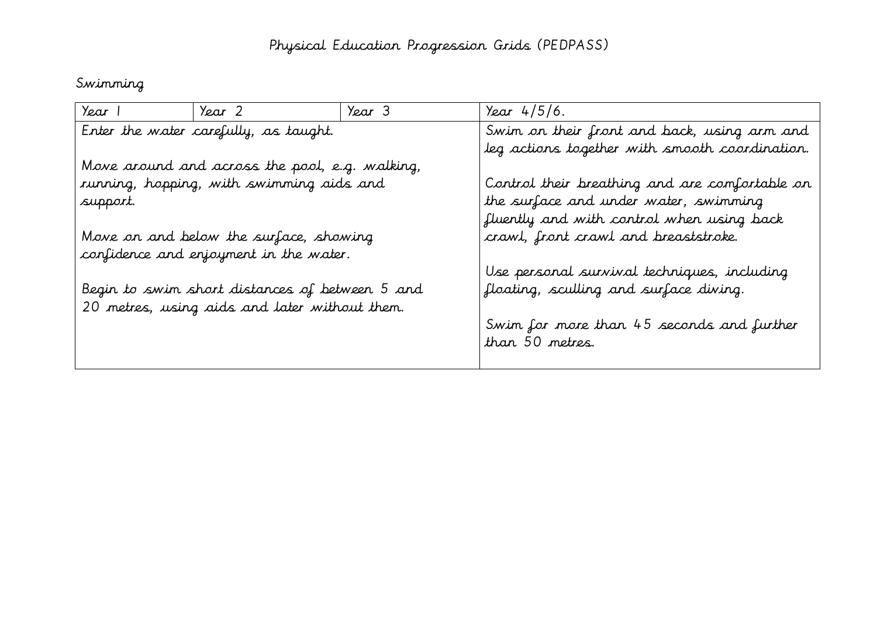# Physical Education Progression Grids (PEDPASS)

## Swimming

| Year 1 | Year 2 | Year 3 | Year 4/5/6. |
|---|---|---|---|
| Enter the water carefully, as taught.<br><br>Move around and across the pool, e.g. walking, running, hopping, with swimming aids and support.<br><br>Move on and below the surface, showing confidence and enjoyment in the water.<br><br>Begin to swim short distances of between 5 and 20 metres, using aids and later without them. | | | Swim on their front and back, using arm and leg actions together with smooth coordination.<br><br>Control their breathing and are comfortable on the surface and under water, swimming fluently and with control when using back crawl, front crawl and breaststroke.<br><br>Use personal survival techniques, including floating, sculling and surface diving.<br><br>Swim for more than 45 seconds and further than 50 metres. |